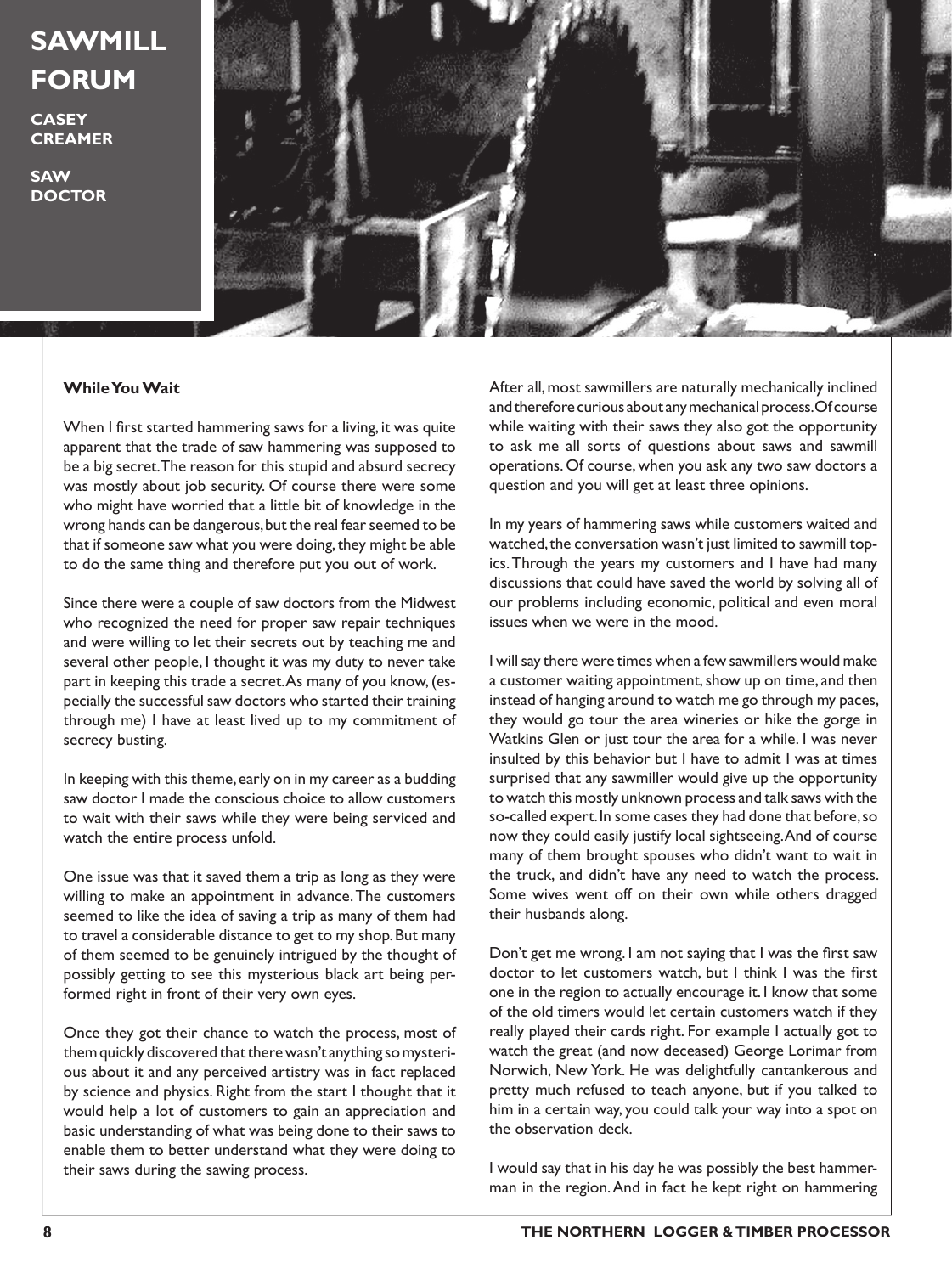# SAWMILL FORUM

**CASEY CREAMER**

**SAW DOCTOR**

**While You Wait**

When I first started hammering saws for a living, it was quite apparent that the trade of saw hammering was supposed to be a big secret. The reason for this stupid and absurd secrecy was mostly about job security. Of course there were some who might have worried that a little bit of knowledge in the wrong hands can be dangerous, but the real fear seemed to be that if someone saw what you were doing, they might be able to do the same thing and therefore put you out of work.

Since there were a couple of saw doctors from the Midwest who recognized the need for proper saw repair techniques and were willing to let their secrets out by teaching me and several other people, I thought it was my duty to never take part in keeping this trade a secret. As many of you know, (especially the successful saw doctors who started their training through me) I have at least lived up to my commitment of secrecy busting.

In keeping with this theme, early on in my career as a budding saw doctor I made the conscious choice to allow customers to wait with their saws while they were being serviced and watch the entire process unfold.

One issue was that it saved them a trip as long as they were willing to make an appointment in advance. The customers seemed to like the idea of saving a trip as many of them had to travel a considerable distance to get to my shop. But many of them seemed to be genuinely intrigued by the thought of possibly getting to see this mysterious black art being performed right in front of their very own eyes.

Once they got their chance to watch the process, most of them quickly discovered that there wasn't anything so mysterious about it and any perceived artistry was in fact replaced by science and physics. Right from the start I thought that it would help a lot of customers to gain an appreciation and basic understanding of what was being done to their saws to enable them to better understand what they were doing to their saws during the sawing process.

After all, most sawmillers are naturally mechanically inclined and therefore curious about any mechanical process. Of course while waiting with their saws they also got the opportunity to ask me all sorts of questions about saws and sawmill operations. Of course, when you ask any two saw doctors a question and you will get at least three opinions.

In my years of hammering saws while customers waited and watched, the conversation wasn't just limited to sawmill topics. Through the years my customers and I have had many discussions that could have saved the world by solving all of our problems including economic, political and even moral issues when we were in the mood.

I will say there were times when a few sawmillers would make a customer waiting appointment, show up on time, and then instead of hanging around to watch me go through my paces, they would go tour the area wineries or hike the gorge in Watkins Glen or just tour the area for a while. I was never insulted by this behavior but I have to admit I was at times surprised that any sawmiller would give up the opportunity to watch this mostly unknown process and talk saws with the so-called expert. In some cases they had done that before, so now they could easily justify local sightseeing. And of course many of them brought spouses who didn't want to wait in the truck, and didn't have any need to watch the process. Some wives went off on their own while others dragged their husbands along.

Don't get me wrong. I am not saying that I was the first saw doctor to let customers watch, but I think I was the first one in the region to actually encourage it. I know that some of the old timers would let certain customers watch if they really played their cards right. For example I actually got to watch the great (and now deceased) George Lorimar from Norwich, New York. He was delightfully cantankerous and pretty much refused to teach anyone, but if you talked to him in a certain way, you could talk your way into a spot on the observation deck.

I would say that in his day he was possibly the best hammerman in the region. And in fact he kept right on hammering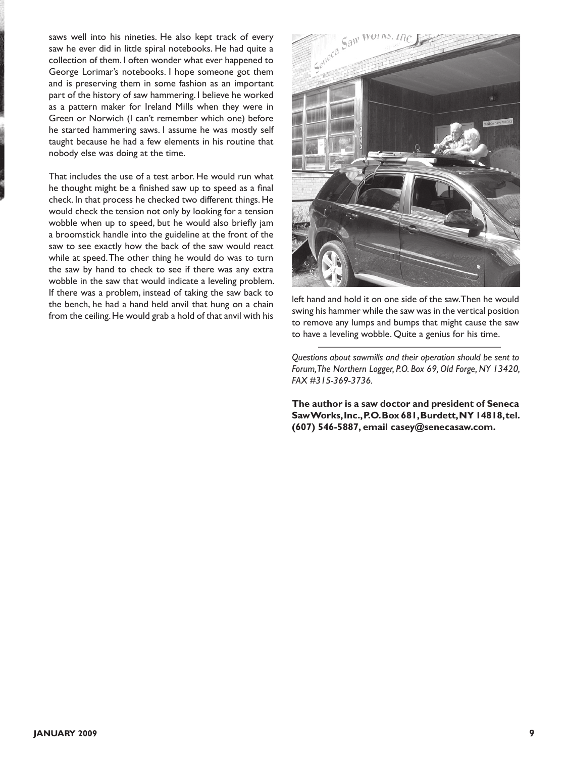saws well into his nineties. He also kept track of every saw he ever did in little spiral notebooks. He had quite a collection of them. I often wonder what ever happened to George Lorimar's notebooks. I hope someone got them and is preserving them in some fashion as an important part of the history of saw hammering. I believe he worked as a pattern maker for Ireland Mills when they were in Green or Norwich (I can't remember which one) before he started hammering saws. I assume he was mostly self taught because he had a few elements in his routine that nobody else was doing at the time.

That includes the use of a test arbor. He would run what he thought might be a finished saw up to speed as a final check. In that process he checked two different things. He would check the tension not only by looking for a tension wobble when up to speed, but he would also briefly jam a broomstick handle into the guideline at the front of the saw to see exactly how the back of the saw would react while at speed. The other thing he would do was to turn the saw by hand to check to see if there was any extra wobble in the saw that would indicate a leveling problem. If there was a problem, instead of taking the saw back to the bench, he had a hand held anvil that hung on a chain from the ceiling. He would grab a hold of that anvil with his left hand and hold it on one side of the saw. Then he would swing his hammer while the saw was in the vertical position to remove any lumps and bumps that might cause the saw to have a leveling wobble. Quite a genius for his time.

---

*Questions about sawmills and their operation should be sent to Forum, The Northern Logger, P.O. Box 69, Old Forge, NY 13420, FAX #315-369-3736.*

**The author is a saw doctor and president of Seneca Saw Works, Inc., P.O. Box 681, Burdett, NY 14818, tel. (607) 546-5887, email casey@senecasaw.com.**